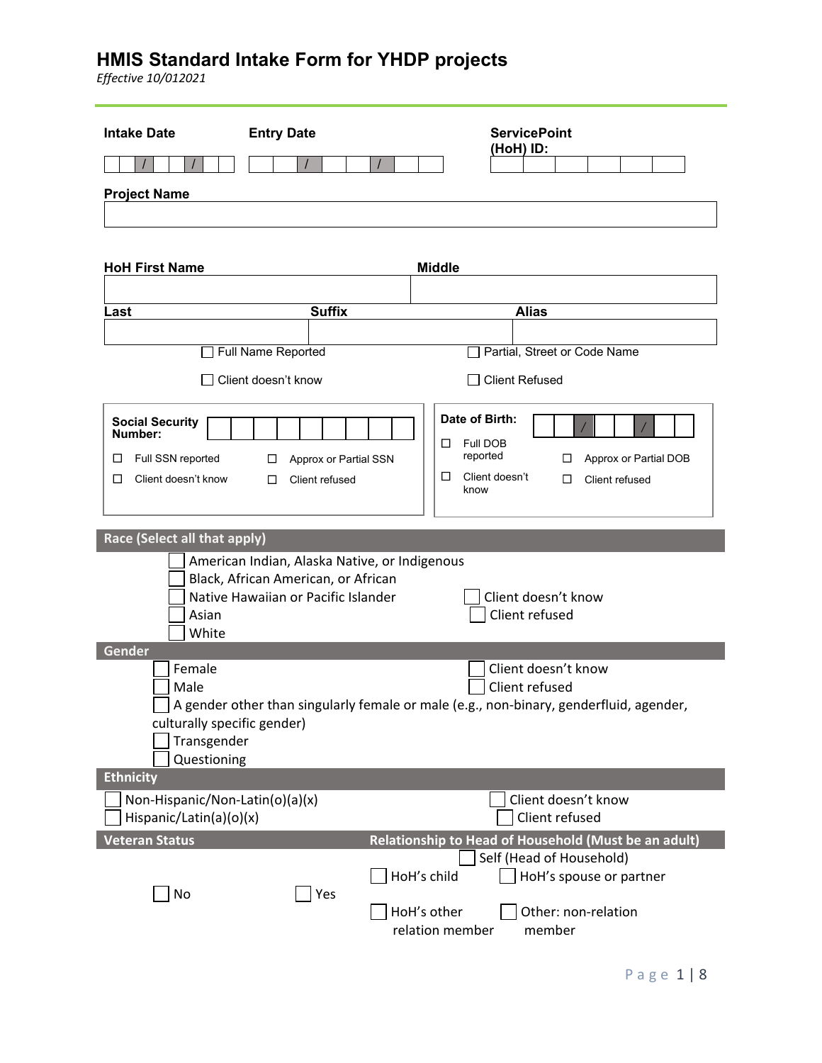# HMIS Standard Intake Form for YHDP projects

*Effective 10/012021*

**Intake Date** ___/___/___

**Entry Date** ___/___/___

**ServicePoint (HoH) ID:**

**Project Name**

**HoH First Name**

**Middle**

**Last**

**Suffix**

**Alias**

☐ Full Name Reported

☐ Partial, Street or Code Name

☐ Client doesn't know

☐ Client Refused

**Social Security Number:**

☐ Full SSN reported

☐ Approx or Partial SSN

☐ Client doesn't know

☐ Client refused

**Date of Birth:** ___/___/___

☐ Full DOB reported

☐ Approx or Partial DOB

☐ Client doesn't know

☐ Client refused

## Race (Select all that apply)

☐ American Indian, Alaska Native, or Indigenous
☐ Black, African American, or African
☐ Native Hawaiian or Pacific Islander
☐ Asian
☐ White
☐ Client doesn't know
☐ Client refused

## Gender

☐ Female
☐ Male
☐ A gender other than singularly female or male (e.g., non-binary, genderfluid, agender, culturally specific gender)
☐ Transgender
☐ Questioning
☐ Client doesn't know
☐ Client refused

## Ethnicity

☐ Non-Hispanic/Non-Latin(o)(a)(x)
☐ Hispanic/Latin(a)(o)(x)
☐ Client doesn't know
☐ Client refused

## Veteran Status

☐ No
☐ Yes

## Relationship to Head of Household (Must be an adult)

☐ Self (Head of Household)
☐ HoH's child
☐ HoH's spouse or partner
☐ HoH's other relation member
☐ Other: non-relation member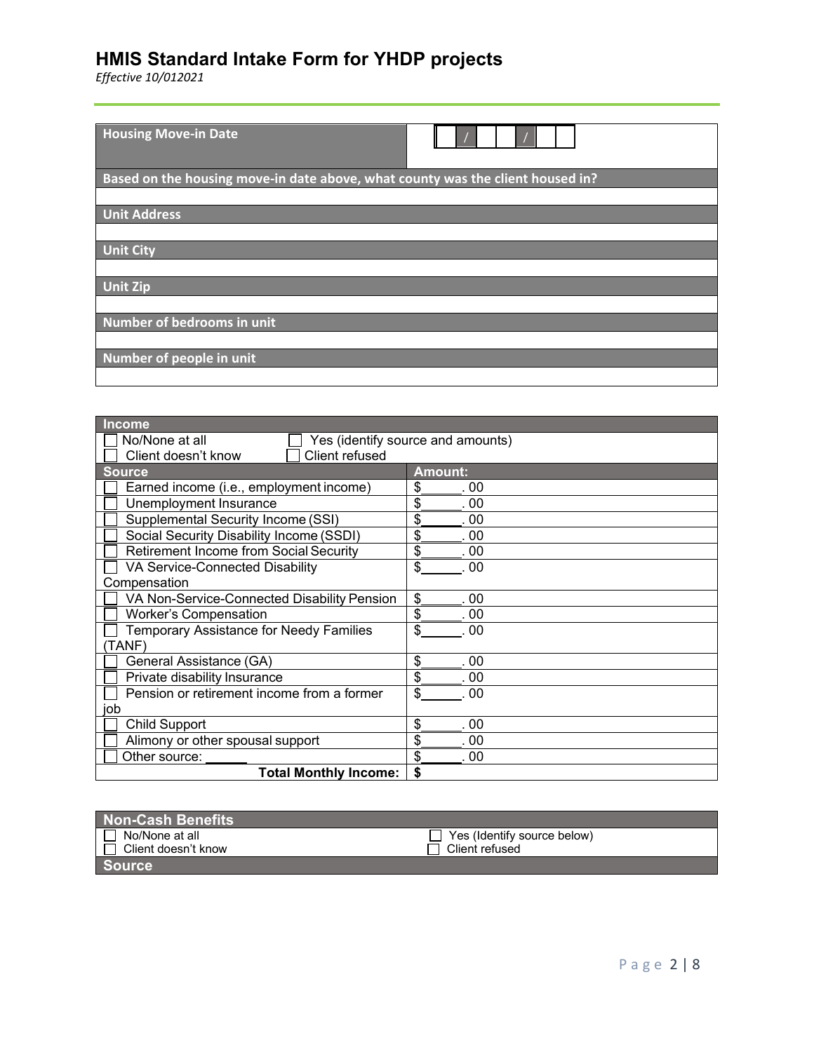# HMIS Standard Intake Form for YHDP projects

*Effective 10/012021*

| Housing Move-in Date | ☐☐ / ☐☐ / ☐☐☐☐ |
|---|---|

| Based on the housing move-in date above, what county was the client housed in? |
|---|
| |
| **Unit Address** |
| |
| **Unit City** |
| |
| **Unit Zip** |
| |
| **Number of bedrooms in unit** |
| |
| **Number of people in unit** |
| |

| Income | |
|---|---|
| ☐ No/None at all<br>☐ Client doesn't know | ☐ Yes (identify source and amounts)<br>☐ Client refused |
| **Source** | **Amount:** |
| ☐ Earned income (i.e., employment income) | $______. 00 |
| ☐ Unemployment Insurance | $______. 00 |
| ☐ Supplemental Security Income (SSI) | $______. 00 |
| ☐ Social Security Disability Income (SSDI) | $______. 00 |
| ☐ Retirement Income from Social Security | $______. 00 |
| ☐ VA Service-Connected Disability Compensation | $______. 00 |
| ☐ VA Non-Service-Connected Disability Pension | $______. 00 |
| ☐ Worker's Compensation | $______. 00 |
| ☐ Temporary Assistance for Needy Families (TANF) | $______. 00 |
| ☐ General Assistance (GA) | $______. 00 |
| ☐ Private disability Insurance | $______. 00 |
| ☐ Pension or retirement income from a former job | $______. 00 |
| ☐ Child Support | $______. 00 |
| ☐ Alimony or other spousal support | $______. 00 |
| ☐ Other source: ______ | $______. 00 |
| **Total Monthly Income:** | **$** |

| Non-Cash Benefits | |
|---|---|
| ☐ No/None at all<br>☐ Client doesn't know | ☐ Yes (Identify source below)<br>☐ Client refused |
| **Source** | |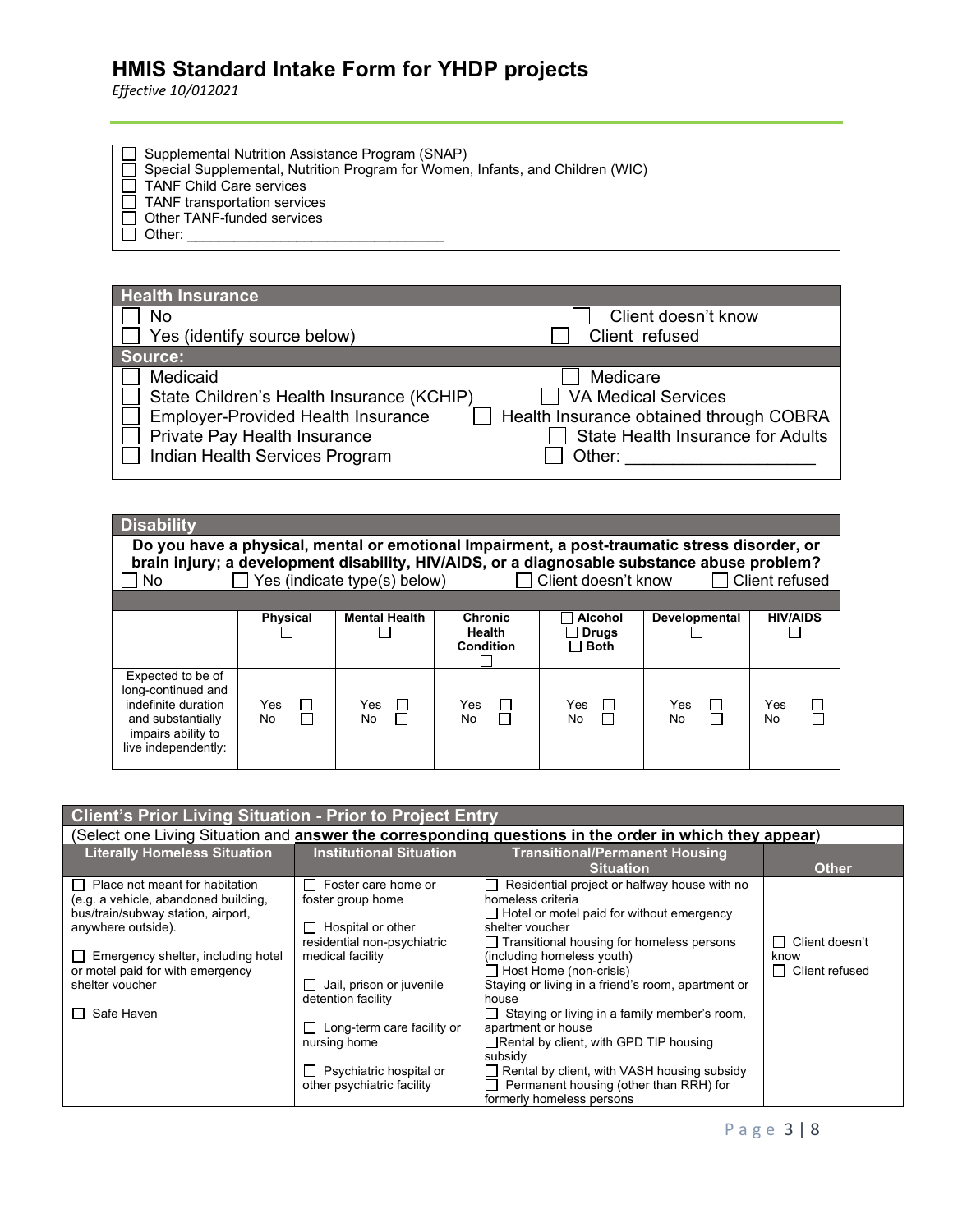# HMIS Standard Intake Form for YHDP projects

*Effective 10/012021*

- ☐ Supplemental Nutrition Assistance Program (SNAP)
- ☐ Special Supplemental, Nutrition Program for Women, Infants, and Children (WIC)
- ☐ TANF Child Care services
- ☐ TANF transportation services
- ☐ Other TANF-funded services
- ☐ Other: _______________________________

| Health Insurance | |
|---|---|
| ☐ No | ☐ Client doesn't know |
| ☐ Yes (identify source below) | ☐ Client refused |
| **Source:** | |
| ☐ Medicaid | ☐ Medicare |
| ☐ State Children's Health Insurance (KCHIP) | ☐ VA Medical Services |
| ☐ Employer-Provided Health Insurance | ☐ Health Insurance obtained through COBRA |
| ☐ Private Pay Health Insurance | ☐ State Health Insurance for Adults |
| ☐ Indian Health Services Program | ☐ Other: ___________________ |

## Disability

**Do you have a physical, mental or emotional Impairment, a post-traumatic stress disorder, or brain injury; a development disability, HIV/AIDS, or a diagnosable substance abuse problem?**

☐ No ☐ Yes (indicate type(s) below) ☐ Client doesn't know ☐ Client refused

| | Physical ☐ | Mental Health ☐ | Chronic Health Condition ☐ | ☐ Alcohol ☐ Drugs ☐ Both | Developmental ☐ | HIV/AIDS ☐ |
|---|---|---|---|---|---|---|
| Expected to be of long-continued and indefinite duration and substantially impairs ability to live independently: | Yes ☐ No ☐ | Yes ☐ No ☐ | Yes ☐ No ☐ | Yes ☐ No ☐ | Yes ☐ No ☐ | Yes ☐ No ☐ |

## Client's Prior Living Situation - Prior to Project Entry

(Select one Living Situation and **answer the corresponding questions in the order in which they appear**)

| Literally Homeless Situation | Institutional Situation | Transitional/Permanent Housing Situation | Other |
|---|---|---|---|
| ☐ Place not meant for habitation (e.g. a vehicle, abandoned building, bus/train/subway station, airport, anywhere outside).<br><br>☐ Emergency shelter, including hotel or motel paid for with emergency shelter voucher<br><br>☐ Safe Haven | ☐ Foster care home or foster group home<br><br>☐ Hospital or other residential non-psychiatric medical facility<br><br>☐ Jail, prison or juvenile detention facility<br><br>☐ Long-term care facility or nursing home<br><br>☐ Psychiatric hospital or other psychiatric facility | ☐ Residential project or halfway house with no homeless criteria<br>☐ Hotel or motel paid for without emergency shelter voucher<br>☐ Transitional housing for homeless persons (including homeless youth)<br>☐ Host Home (non-crisis)<br>Staying or living in a friend's room, apartment or house<br>☐ Staying or living in a family member's room, apartment or house<br>☐ Rental by client, with GPD TIP housing subsidy<br>☐ Rental by client, with VASH housing subsidy<br>☐ Permanent housing (other than RRH) for formerly homeless persons | ☐ Client doesn't know<br>☐ Client refused |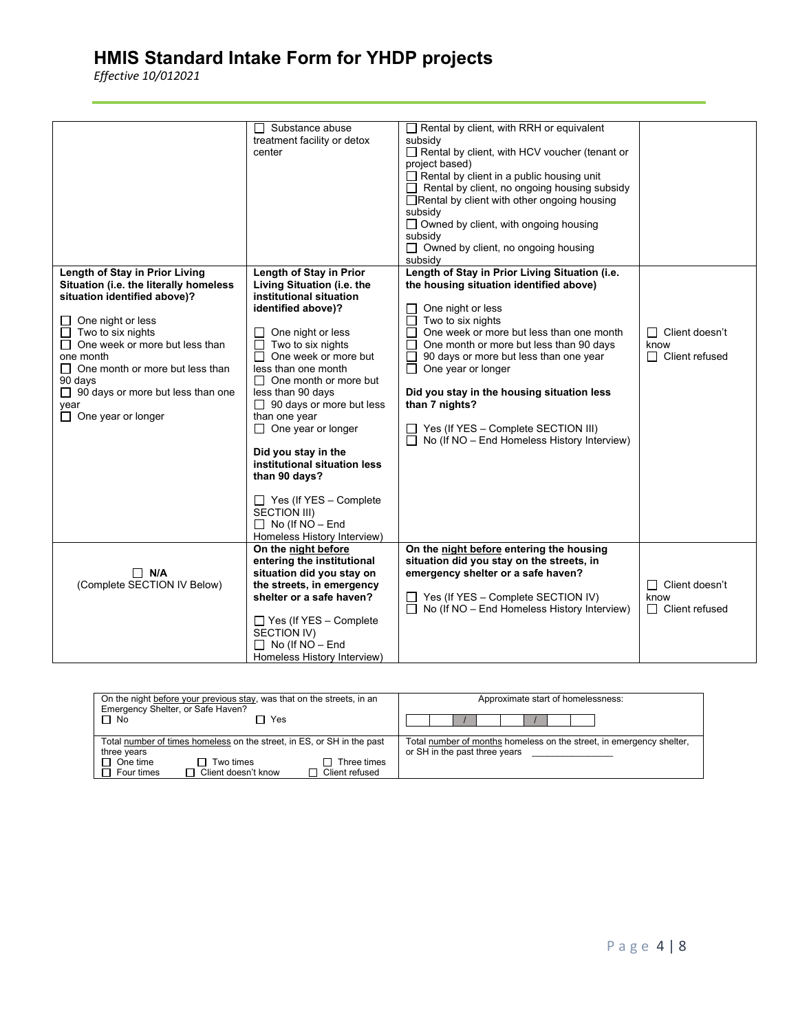# HMIS Standard Intake Form for YHDP projects

*Effective 10/012021*

| | | | |
|---|---|---|---|
| | ☐ Substance abuse treatment facility or detox center | ☐ Rental by client, with RRH or equivalent subsidy<br>☐ Rental by client, with HCV voucher (tenant or project based)<br>☐ Rental by client in a public housing unit<br>☐ Rental by client, no ongoing housing subsidy<br>☐ Rental by client with other ongoing housing subsidy<br>☐ Owned by client, with ongoing housing subsidy<br>☐ Owned by client, no ongoing housing subsidy | |
| **Length of Stay in Prior Living Situation (i.e. the literally homeless situation identified above)?**<br><br>☐ One night or less<br>☐ Two to six nights<br>☐ One week or more but less than one month<br>☐ One month or more but less than 90 days<br>☐ 90 days or more but less than one year<br>☐ One year or longer | **Length of Stay in Prior Living Situation (i.e. the institutional situation identified above)?**<br><br>☐ One night or less<br>☐ Two to six nights<br>☐ One week or more but less than one month<br>☐ One month or more but less than 90 days<br>☐ 90 days or more but less than one year<br>☐ One year or longer<br><br>**Did you stay in the institutional situation less than 90 days?**<br><br>☐ Yes (If YES – Complete SECTION III)<br>☐ No (If NO – End Homeless History Interview) | **Length of Stay in Prior Living Situation (i.e. the housing situation identified above)**<br><br>☐ One night or less<br>☐ Two to six nights<br>☐ One week or more but less than one month<br>☐ One month or more but less than 90 days<br>☐ 90 days or more but less than one year<br>☐ One year or longer<br><br>**Did you stay in the housing situation less than 7 nights?**<br><br>☐ Yes (If YES – Complete SECTION III)<br>☐ No (If NO – End Homeless History Interview) | ☐ Client doesn't know<br>☐ Client refused |
| ☐ **N/A**<br>(Complete SECTION IV Below) | **On the night before entering the institutional situation did you stay on the streets, in emergency shelter or a safe haven?**<br><br>☐ Yes (If YES – Complete SECTION IV)<br>☐ No (If NO – End Homeless History Interview) | **On the night before entering the housing situation did you stay on the streets, in emergency shelter or a safe haven?**<br><br>☐ Yes (If YES – Complete SECTION IV)<br>☐ No (If NO – End Homeless History Interview) | ☐ Client doesn't know<br>☐ Client refused |

| | |
|---|---|
| On the night before your previous stay, was that on the streets, in an Emergency Shelter, or Safe Haven?<br>☐ No ☐ Yes | Approximate start of homelessness:<br>\_\_ \_\_ / \_\_ \_\_ / \_\_ \_\_ \_\_ \_\_ |
| Total number of times homeless on the street, in ES, or SH in the past three years<br>☐ One time ☐ Two times ☐ Three times<br>☐ Four times ☐ Client doesn't know ☐ Client refused | Total number of months homeless on the street, in emergency shelter, or SH in the past three years \_\_\_\_\_\_\_\_\_\_\_\_\_\_\_ |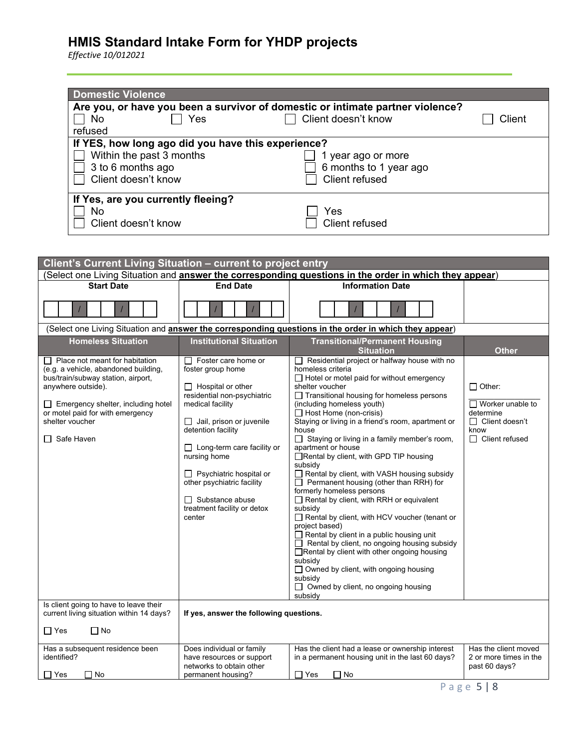# HMIS Standard Intake Form for YHDP projects

*Effective 10/012021*

| Domestic Violence | |
|---|---|
| **Are you, or have you been a survivor of domestic or intimate partner violence?** | |
| ☐ No ☐ Yes ☐ Client doesn't know ☐ Client refused | |
| **If YES, how long ago did you have this experience?** | |
| ☐ Within the past 3 months | ☐ 1 year ago or more |
| ☐ 3 to 6 months ago | ☐ 6 months to 1 year ago |
| ☐ Client doesn't know | ☐ Client refused |
| **If Yes, are you currently fleeing?** | |
| ☐ No | ☐ Yes |
| ☐ Client doesn't know | ☐ Client refused |

| Client's Current Living Situation – current to project entry | | | |
|---|---|---|---|
| (Select one Living Situation and **answer the corresponding questions in the order in which they appear**) | | | |
| **Start Date** | **End Date** | **Information Date** | |
| __ __ / __ __ / __ __ __ __ | __ __ / __ __ / __ __ __ __ | __ __ / __ __ / __ __ __ __ | |
| (Select one Living Situation and **answer the corresponding questions in the order in which they appear**) | | | |
| **Homeless Situation** | **Institutional Situation** | **Transitional/Permanent Housing Situation** | **Other** |
| ☐ Place not meant for habitation (e.g. a vehicle, abandoned building, bus/train/subway station, airport, anywhere outside).<br><br>☐ Emergency shelter, including hotel or motel paid for with emergency shelter voucher<br><br>☐ Safe Haven | ☐ Foster care home or foster group home<br><br>☐ Hospital or other residential non-psychiatric medical facility<br><br>☐ Jail, prison or juvenile detention facility<br><br>☐ Long-term care facility or nursing home<br><br>☐ Psychiatric hospital or other psychiatric facility<br><br>☐ Substance abuse treatment facility or detox center | ☐ Residential project or halfway house with no homeless criteria<br>☐ Hotel or motel paid for without emergency shelter voucher<br>☐ Transitional housing for homeless persons (including homeless youth)<br>☐ Host Home (non-crisis)<br>Staying or living in a friend's room, apartment or house<br>☐ Staying or living in a family member's room, apartment or house<br>☐ Rental by client, with GPD TIP housing subsidy<br>☐ Rental by client, with VASH housing subsidy<br>☐ Permanent housing (other than RRH) for formerly homeless persons<br>☐ Rental by client, with RRH or equivalent subsidy<br>☐ Rental by client, with HCV voucher (tenant or project based)<br>☐ Rental by client in a public housing unit<br>☐ Rental by client, no ongoing housing subsidy<br>☐ Rental by client with other ongoing housing subsidy<br>☐ Owned by client, with ongoing housing subsidy<br>☐ Owned by client, no ongoing housing subsidy | ☐ Other: ________<br><br>☐ Worker unable to determine<br>☐ Client doesn't know<br>☐ Client refused |
| Is client going to have to leave their current living situation within 14 days?<br><br>☐ Yes ☐ No | **If yes, answer the following questions.** | | |
| Has a subsequent residence been identified?<br><br>☐ Yes ☐ No | Does individual or family have resources or support networks to obtain other permanent housing? | Has the client had a lease or ownership interest in a permanent housing unit in the last 60 days?<br><br>☐ Yes ☐ No | Has the client moved 2 or more times in the past 60 days? |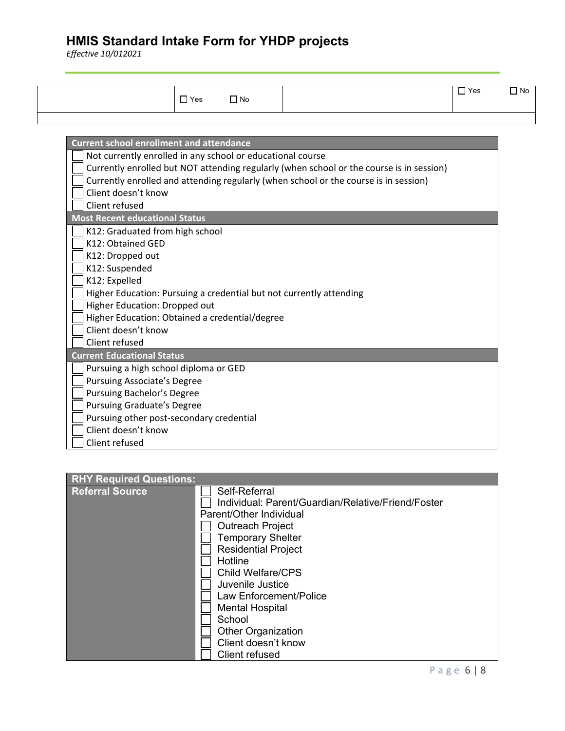# HMIS Standard Intake Form for YHDP projects

*Effective 10/012021*

| | ☐ Yes ☐ No | | ☐ Yes ☐ No |
|---|---|---|---|
| | | | |

| Current school enrollment and attendance |
|---|
| ☐ Not currently enrolled in any school or educational course |
| ☐ Currently enrolled but NOT attending regularly (when school or the course is in session) |
| ☐ Currently enrolled and attending regularly (when school or the course is in session) |
| ☐ Client doesn't know |
| ☐ Client refused |
| **Most Recent educational Status** |
| ☐ K12: Graduated from high school |
| ☐ K12: Obtained GED |
| ☐ K12: Dropped out |
| ☐ K12: Suspended |
| ☐ K12: Expelled |
| ☐ Higher Education: Pursuing a credential but not currently attending |
| ☐ Higher Education: Dropped out |
| ☐ Higher Education: Obtained a credential/degree |
| ☐ Client doesn't know |
| ☐ Client refused |
| **Current Educational Status** |
| ☐ Pursuing a high school diploma or GED |
| ☐ Pursuing Associate's Degree |
| ☐ Pursuing Bachelor's Degree |
| ☐ Pursuing Graduate's Degree |
| ☐ Pursuing other post-secondary credential |
| ☐ Client doesn't know |
| ☐ Client refused |

| RHY Required Questions: | |
|---|---|
| **Referral Source** | ☐ Self-Referral<br>☐ Individual: Parent/Guardian/Relative/Friend/Foster Parent/Other Individual<br>☐ Outreach Project<br>☐ Temporary Shelter<br>☐ Residential Project<br>☐ Hotline<br>☐ Child Welfare/CPS<br>☐ Juvenile Justice<br>☐ Law Enforcement/Police<br>☐ Mental Hospital<br>☐ School<br>☐ Other Organization<br>☐ Client doesn't know<br>☐ Client refused |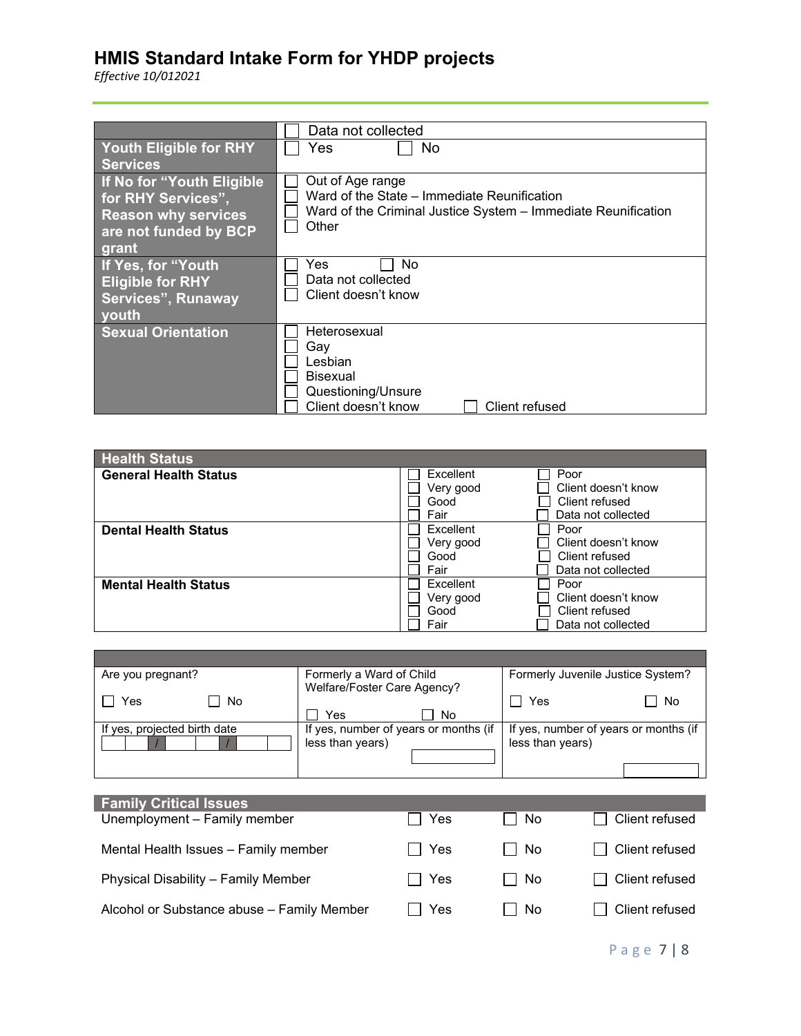# HMIS Standard Intake Form for YHDP projects

*Effective 10/012021*

| | |
|---|---|
| | ☐ Data not collected |
| **Youth Eligible for RHY Services** | ☐ Yes ☐ No |
| **If No for "Youth Eligible for RHY Services", Reason why services are not funded by BCP grant** | ☐ Out of Age range<br>☐ Ward of the State – Immediate Reunification<br>☐ Ward of the Criminal Justice System – Immediate Reunification<br>☐ Other |
| **If Yes, for "Youth Eligible for RHY Services", Runaway youth** | ☐ Yes ☐ No<br>☐ Data not collected<br>☐ Client doesn't know |
| **Sexual Orientation** | ☐ Heterosexual<br>☐ Gay<br>☐ Lesbian<br>☐ Bisexual<br>☐ Questioning/Unsure<br>☐ Client doesn't know ☐ Client refused |

| Health Status | | |
|---|---|---|
| **General Health Status** | ☐ Excellent<br>☐ Very good<br>☐ Good<br>☐ Fair | ☐ Poor<br>☐ Client doesn't know<br>☐ Client refused<br>☐ Data not collected |
| **Dental Health Status** | ☐ Excellent<br>☐ Very good<br>☐ Good<br>☐ Fair | ☐ Poor<br>☐ Client doesn't know<br>☐ Client refused<br>☐ Data not collected |
| **Mental Health Status** | ☐ Excellent<br>☐ Very good<br>☐ Good<br>☐ Fair | ☐ Poor<br>☐ Client doesn't know<br>☐ Client refused<br>☐ Data not collected |

| | | |
|---|---|---|
| Are you pregnant?<br>☐ Yes ☐ No | Formerly a Ward of Child Welfare/Foster Care Agency?<br>☐ Yes ☐ No | Formerly Juvenile Justice System?<br>☐ Yes ☐ No |
| If yes, projected birth date<br>\_\_ / \_\_ / \_\_ | If yes, number of years or months (if less than years)<br>\_\_\_\_\_\_ | If yes, number of years or months (if less than years)<br>\_\_\_\_\_\_ |

| Family Critical Issues | | | |
|---|---|---|---|
| Unemployment – Family member | ☐ Yes | ☐ No | ☐ Client refused |
| Mental Health Issues – Family member | ☐ Yes | ☐ No | ☐ Client refused |
| Physical Disability – Family Member | ☐ Yes | ☐ No | ☐ Client refused |
| Alcohol or Substance abuse – Family Member | ☐ Yes | ☐ No | ☐ Client refused |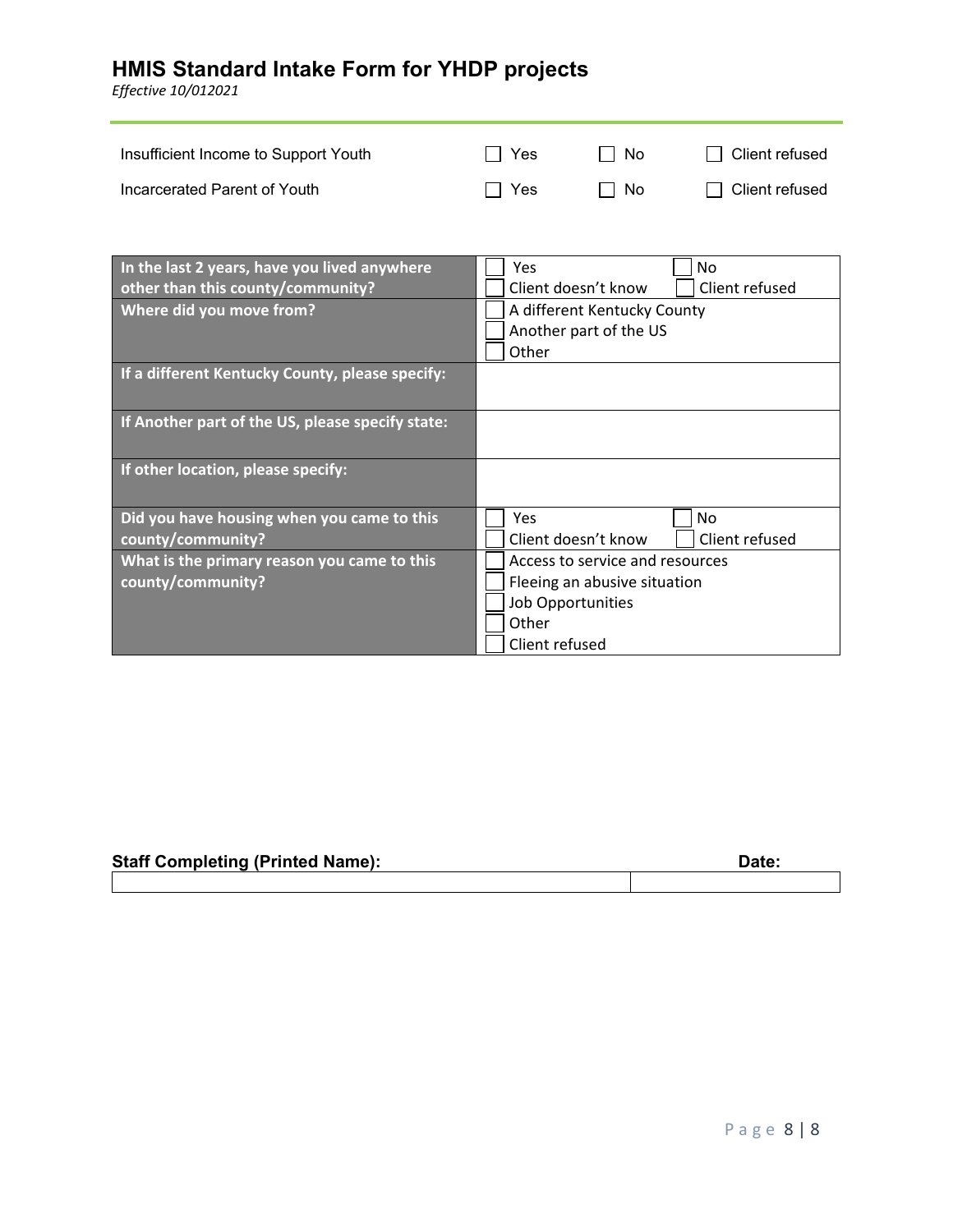# HMIS Standard Intake Form for YHDP projects

*Effective 10/012021*

| | | | |
|---|---|---|---|
| Insufficient Income to Support Youth | ☐ Yes | ☐ No | ☐ Client refused |
| Incarcerated Parent of Youth | ☐ Yes | ☐ No | ☐ Client refused |

| | |
|---|---|
| **In the last 2 years, have you lived anywhere other than this county/community?** | ☐ Yes ☐ No ☐ Client doesn't know ☐ Client refused |
| **Where did you move from?** | ☐ A different Kentucky County<br>☐ Another part of the US<br>☐ Other |
| **If a different Kentucky County, please specify:** | |
| **If Another part of the US, please specify state:** | |
| **If other location, please specify:** | |
| **Did you have housing when you came to this county/community?** | ☐ Yes ☐ No ☐ Client doesn't know ☐ Client refused |
| **What is the primary reason you came to this county/community?** | ☐ Access to service and resources<br>☐ Fleeing an abusive situation<br>☐ Job Opportunities<br>☐ Other<br>☐ Client refused |

| **Staff Completing (Printed Name):** | **Date:** |
|---|---|
| | |